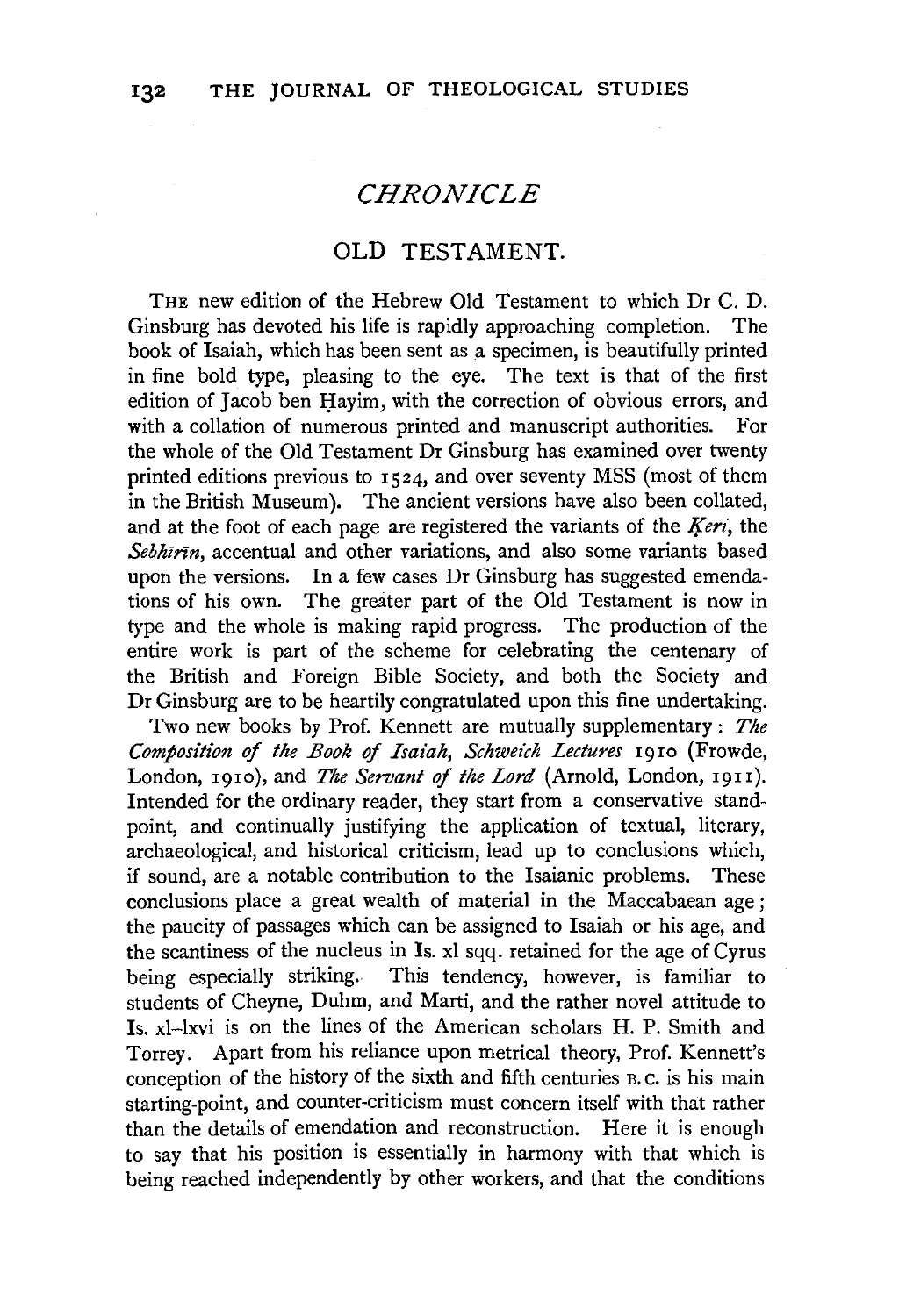## *CHRONICLE*

### OLD TESTAMENT.

THE new edition of the Hebrew Old Testament to which Dr C. D. Ginsburg has devoted his life is rapidly approaching completion. The book of Isaiah, which has been sent as a specimen, is beautifully printed in fine bold type, pleasing to the eye. The text is that of the first edition of Jacob ben Ḥayim, with the correction of obvious errors, and with a collation of numerous printed and manuscript authorities. For the whole of the Old Testament Dr Ginsburg has examined over twenty printed editions previous to 1524, and over seventy MSS (most of them in the British Museum). The ancient versions have also been collated, and at the foot of each page are registered the variants of the *Ḳerî*, the *Sebhîrîn*, accentual and other variations, and also some variants based upon the versions. In a few cases Dr Ginsburg has suggested emendations of his own. The greater part of the Old Testament is now in type and the whole is making rapid progress. The production of the entire work is part of the scheme for celebrating the centenary of the British and Foreign Bible Society, and both the Society and Dr Ginsburg are to be heartily congratulated upon this fine undertaking.

Two new books by Prof. Kennett are mutually supplementary: *The Composition of the Book of Isaiah, Schweich Lectures* 1910 (Frowde, London, 1910), and *The Servant of the Lord* (Arnold, London, 1911). Intended for the ordinary reader, they start from a conservative standpoint, and continually justifying the application of textual, literary, archaeological, and historical criticism, lead up to conclusions which, if sound, are a notable contribution to the Isaianic problems. These conclusions place a great wealth of material in the Maccabaean age; the paucity of passages which can be assigned to Isaiah or his age, and the scantiness of the nucleus in Is. xl sqq. retained for the age of Cyrus being especially striking. This tendency, however, is familiar to students of Cheyne, Duhm, and Marti, and the rather novel attitude to Is. xl–lxvi is on the lines of the American scholars H. P. Smith and Torrey. Apart from his reliance upon metrical theory, Prof. Kennett's conception of the history of the sixth and fifth centuries B.C. is his main starting-point, and counter-criticism must concern itself with that rather than the details of emendation and reconstruction. Here it is enough to say that his position is essentially in harmony with that which is being reached independently by other workers, and that the conditions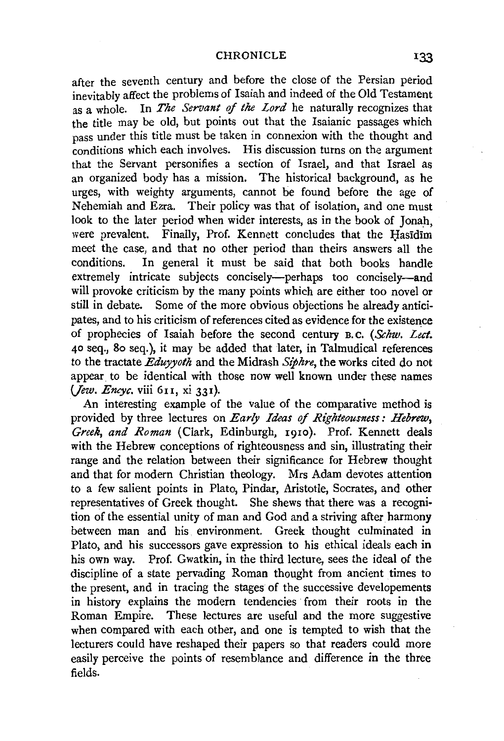after the seventh century and before the close of the Persian period inevitably affect the problems of Isaiah and indeed of the Old Testament as a whole. In *The Servant of the Lord* he naturally recognizes that the title may be old, but points out that the Isaianic passages which pass under this title must be taken in connexion with the thought and conditions which each involves. His discussion turns on the argument that the Servant personifies a section of Israel, and that Israel as an organized body has a mission. The historical background, as he urges, with weighty arguments, cannot be found before the age of Nehemiah and Ezra. Their policy was that of isolation, and one must look to the later period when wider interests, as in the book of Jonah, were prevalent. Finally, Prof. Kennett concludes that the Ḥasīdīm meet the case, and that no other period than theirs answers all the conditions. In general it must be said that both books handle extremely intricate subjects concisely—perhaps too concisely—and will provoke criticism by the many points which are either too novel or still in debate. Some of the more obvious objections he already anticipates, and to his criticism of references cited as evidence for the existence of prophecies of Isaiah before the second century B.C. (*Schw. Lect.* 40 seq., 80 seq.), it may be added that later, in Talmudical references to the tractate *Eduyyoth* and the Midrash *Siphre*, the works cited do not appear to be identical with those now well known under these names (*Jew. Encyc.* viii 611, xi 331).

An interesting example of the value of the comparative method is provided by three lectures on *Early Ideas of Righteousness: Hebrew, Greek, and Roman* (Clark, Edinburgh, 1910). Prof. Kennett deals with the Hebrew conceptions of righteousness and sin, illustrating their range and the relation between their significance for Hebrew thought and that for modern Christian theology. Mrs Adam devotes attention to a few salient points in Plato, Pindar, Aristotle, Socrates, and other representatives of Greek thought. She shews that there was a recognition of the essential unity of man and God and a striving after harmony between man and his environment. Greek thought culminated in Plato, and his successors gave expression to his ethical ideals each in his own way. Prof. Gwatkin, in the third lecture, sees the ideal of the discipline of a state pervading Roman thought from ancient times to the present, and in tracing the stages of the successive developements in history explains the modern tendencies from their roots in the Roman Empire. These lectures are useful and the more suggestive when compared with each other, and one is tempted to wish that the lecturers could have reshaped their papers so that readers could more easily perceive the points of resemblance and difference in the three fields.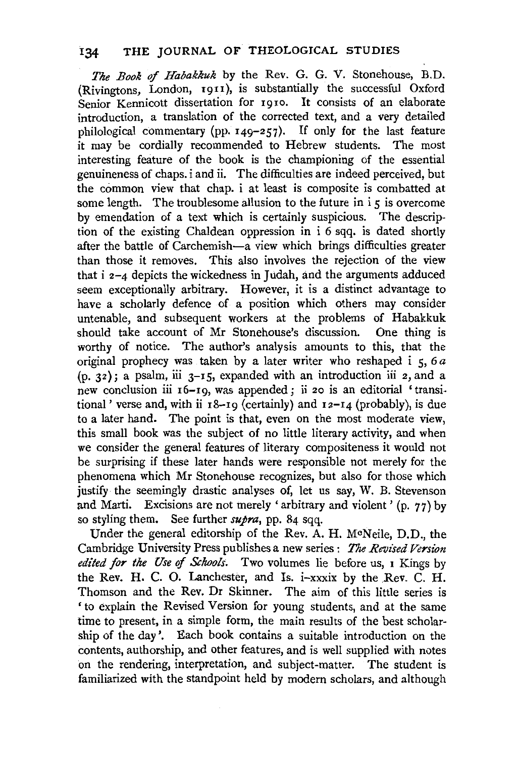*The Book of Habakkuk* by the Rev. G. G. V. Stonehouse, B.D. (Rivingtons, London, 1911), is substantially the successful Oxford Senior Kennicott dissertation for 1910. It consists of an elaborate introduction, a translation of the corrected text, and a very detailed philological commentary (pp. 149–257). If only for the last feature it may be cordially recommended to Hebrew students. The most interesting feature of the book is the championing of the essential genuineness of chaps. i and ii. The difficulties are indeed perceived, but the common view that chap. i at least is composite is combatted at some length. The troublesome allusion to the future in i 5 is overcome by emendation of a text which is certainly suspicious. The description of the existing Chaldean oppression in i 6 sqq. is dated shortly after the battle of Carchemish—a view which brings difficulties greater than those it removes. This also involves the rejection of the view that i 2–4 depicts the wickedness in Judah, and the arguments adduced seem exceptionally arbitrary. However, it is a distinct advantage to have a scholarly defence of a position which others may consider untenable, and subsequent workers at the problems of Habakkuk should take account of Mr Stonehouse's discussion. One thing is worthy of notice. The author's analysis amounts to this, that the original prophecy was taken by a later writer who reshaped i 5, 6*a* (p. 32); a psalm, iii 3–15, expanded with an introduction iii 2, and a new conclusion iii 16–19, was appended; ii 20 is an editorial 'transitional' verse and, with ii 18–19 (certainly) and 12–14 (probably), is due to a later hand. The point is that, even on the most moderate view, this small book was the subject of no little literary activity, and when we consider the general features of literary compositeness it would not be surprising if these later hands were responsible not merely for the phenomena which Mr Stonehouse recognizes, but also for those which justify the seemingly drastic analyses of, let us say, W. B. Stevenson and Marti. Excisions are not merely 'arbitrary and violent' (p. 77) by so styling them. See further *supra*, pp. 84 sqq.

Under the general editorship of the Rev. A. H. McNeile, D.D., the Cambridge University Press publishes a new series: *The Revised Version edited for the Use of Schools.* Two volumes lie before us, 1 Kings by the Rev. H. C. O. Lanchester, and Is. i–xxxix by the Rev. C. H. Thomson and the Rev. Dr Skinner. The aim of this little series is 'to explain the Revised Version for young students, and at the same time to present, in a simple form, the main results of the best scholarship of the day'. Each book contains a suitable introduction on the contents, authorship, and other features, and is well supplied with notes on the rendering, interpretation, and subject-matter. The student is familiarized with the standpoint held by modern scholars, and although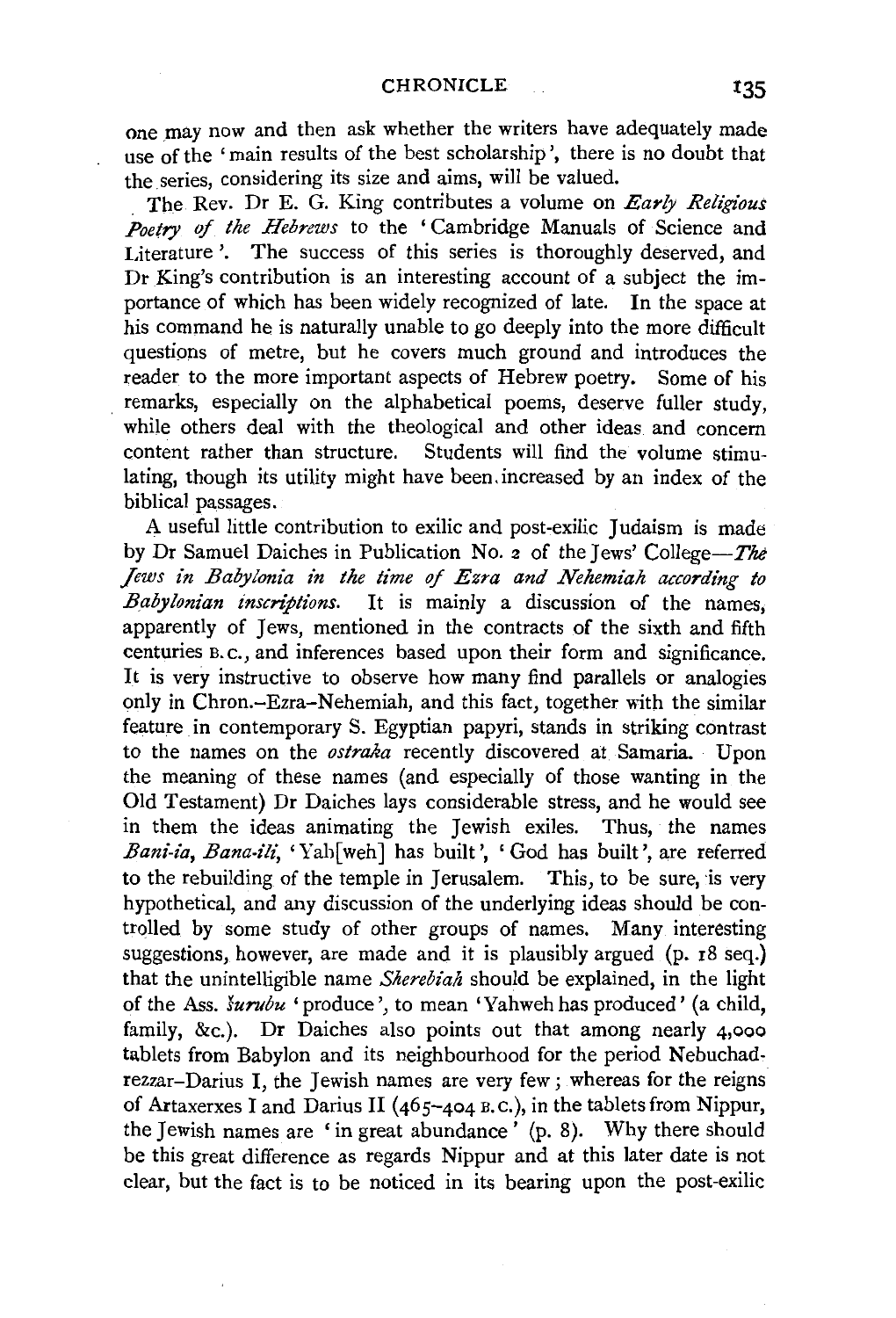one may now and then ask whether the writers have adequately made use of the 'main results of the best scholarship', there is no doubt that the series, considering its size and aims, will be valued.

The Rev. Dr E. G. King contributes a volume on *Early Religious Poetry of the Hebrews* to the 'Cambridge Manuals of Science and Literature'. The success of this series is thoroughly deserved, and Dr King's contribution is an interesting account of a subject the importance of which has been widely recognized of late. In the space at his command he is naturally unable to go deeply into the more difficult questions of metre, but he covers much ground and introduces the reader to the more important aspects of Hebrew poetry. Some of his remarks, especially on the alphabetical poems, deserve fuller study, while others deal with the theological and other ideas and concern content rather than structure. Students will find the volume stimulating, though its utility might have been increased by an index of the biblical passages.

A useful little contribution to exilic and post-exilic Judaism is made by Dr Samuel Daiches in Publication No. 2 of the Jews' College—*The Jews in Babylonia in the time of Ezra and Nehemiah according to Babylonian inscriptions.* It is mainly a discussion of the names, apparently of Jews, mentioned in the contracts of the sixth and fifth centuries B.C., and inferences based upon their form and significance. It is very instructive to observe how many find parallels or analogies only in Chron.-Ezra-Nehemiah, and this fact, together with the similar feature in contemporary S. Egyptian papyri, stands in striking contrast to the names on the *ostraka* recently discovered at Samaria. Upon the meaning of these names (and especially of those wanting in the Old Testament) Dr Daiches lays considerable stress, and he would see in them the ideas animating the Jewish exiles. Thus, the names *Bani-ia*, *Bana-ili*, 'Yah[weh] has built', 'God has built', are referred to the rebuilding of the temple in Jerusalem. This, to be sure, is very hypothetical, and any discussion of the underlying ideas should be controlled by some study of other groups of names. Many interesting suggestions, however, are made and it is plausibly argued (p. 18 seq.) that the unintelligible name *Sherebiah* should be explained, in the light of the Ass. *šurubu* 'produce', to mean 'Yahweh has produced' (a child, family, &c.). Dr Daiches also points out that among nearly 4,000 tablets from Babylon and its neighbourhood for the period Nebuchadrezzar–Darius I, the Jewish names are very few; whereas for the reigns of Artaxerxes I and Darius II (465–404 B.C.), in the tablets from Nippur, the Jewish names are 'in great abundance' (p. 8). Why there should be this great difference as regards Nippur and at this later date is not clear, but the fact is to be noticed in its bearing upon the post-exilic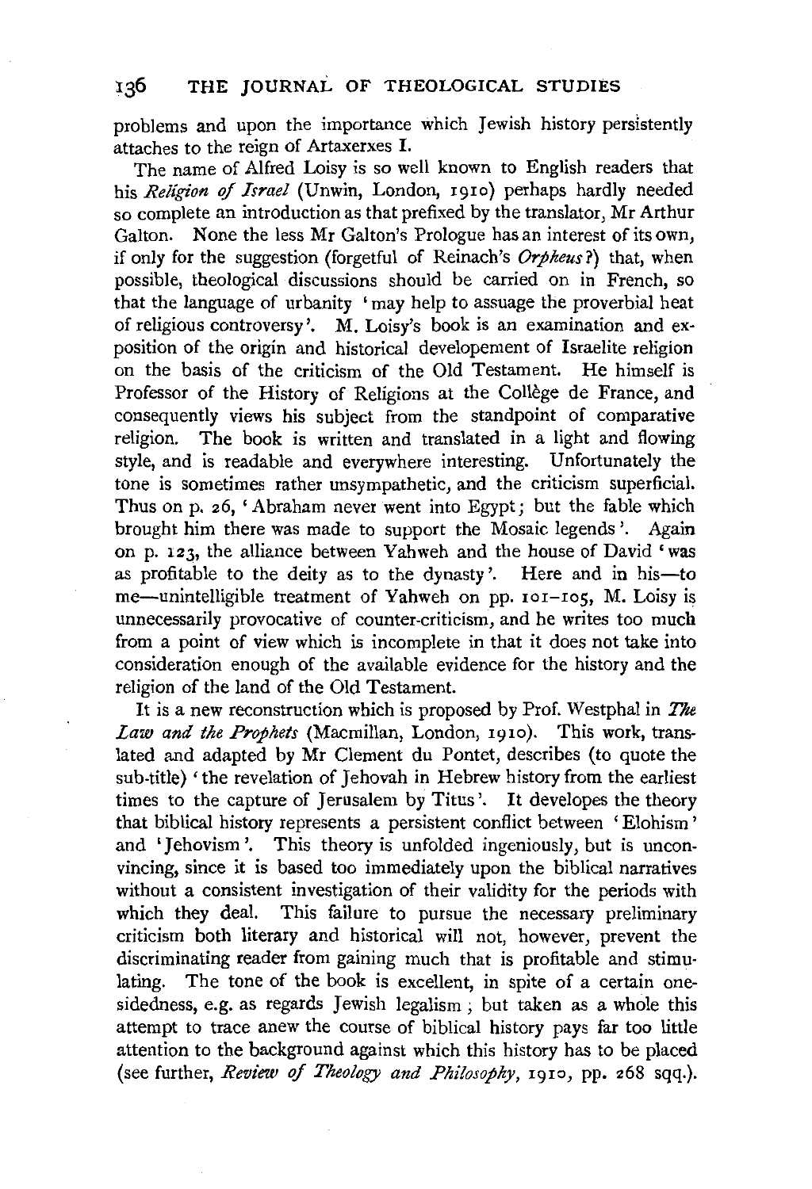problems and upon the importance which Jewish history persistently attaches to the reign of Artaxerxes I.

The name of Alfred Loisy is so well known to English readers that his *Religion of Israel* (Unwin, London, 1910) perhaps hardly needed so complete an introduction as that prefixed by the translator, Mr Arthur Galton. None the less Mr Galton's Prologue has an interest of its own, if only for the suggestion (forgetful of Reinach's *Orpheus*?) that, when possible, theological discussions should be carried on in French, so that the language of urbanity 'may help to assuage the proverbial heat of religious controversy'. M. Loisy's book is an examination and exposition of the origin and historical developement of Israelite religion on the basis of the criticism of the Old Testament. He himself is Professor of the History of Religions at the Collège de France, and consequently views his subject from the standpoint of comparative religion. The book is written and translated in a light and flowing style, and is readable and everywhere interesting. Unfortunately the tone is sometimes rather unsympathetic, and the criticism superficial. Thus on p. 26, 'Abraham never went into Egypt; but the fable which brought him there was made to support the Mosaic legends'. Again on p. 123, the alliance between Yahweh and the house of David 'was as profitable to the deity as to the dynasty'. Here and in his—to me—unintelligible treatment of Yahweh on pp. 101–105, M. Loisy is unnecessarily provocative of counter-criticism, and he writes too much from a point of view which is incomplete in that it does not take into consideration enough of the available evidence for the history and the religion of the land of the Old Testament.

It is a new reconstruction which is proposed by Prof. Westphal in *The Law and the Prophets* (Macmillan, London, 1910). This work, translated and adapted by Mr Clement du Pontet, describes (to quote the sub-title) 'the revelation of Jehovah in Hebrew history from the earliest times to the capture of Jerusalem by Titus'. It developes the theory that biblical history represents a persistent conflict between 'Elohism' and 'Jehovism'. This theory is unfolded ingeniously, but is unconvincing, since it is based too immediately upon the biblical narratives without a consistent investigation of their validity for the periods with which they deal. This failure to pursue the necessary preliminary criticism both literary and historical will not, however, prevent the discriminating reader from gaining much that is profitable and stimulating. The tone of the book is excellent, in spite of a certain one-sidedness, e.g. as regards Jewish legalism; but taken as a whole this attempt to trace anew the course of biblical history pays far too little attention to the background against which this history has to be placed (see further, *Review of Theology and Philosophy*, 1910, pp. 268 sqq.).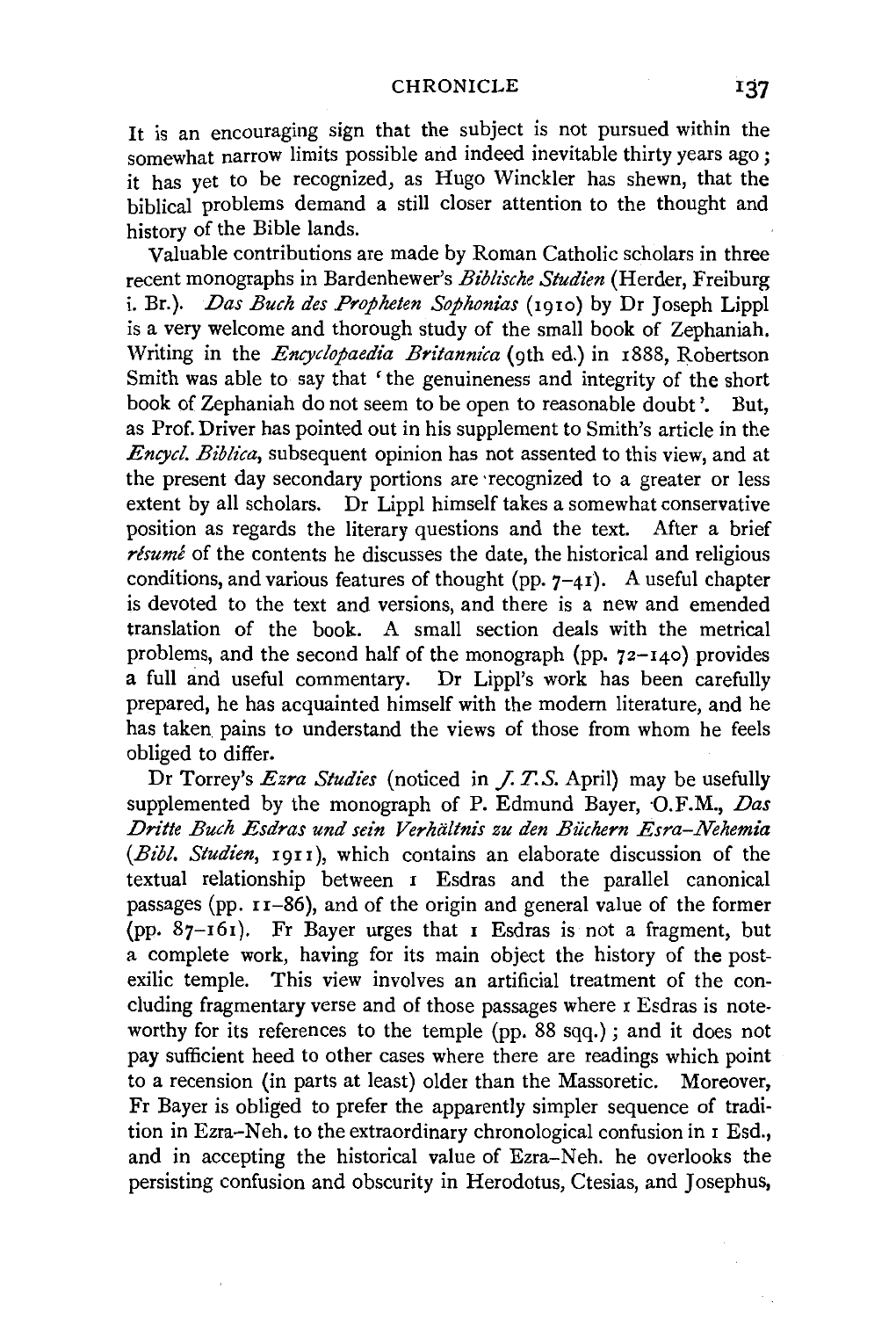It is an encouraging sign that the subject is not pursued within the somewhat narrow limits possible and indeed inevitable thirty years ago; it has yet to be recognized, as Hugo Winckler has shewn, that the biblical problems demand a still closer attention to the thought and history of the Bible lands.

Valuable contributions are made by Roman Catholic scholars in three recent monographs in Bardenhewer's *Biblische Studien* (Herder, Freiburg i. Br.). *Das Buch des Propheten Sophonias* (1910) by Dr Joseph Lippl is a very welcome and thorough study of the small book of Zephaniah. Writing in the *Encyclopaedia Britannica* (9th ed.) in 1888, Robertson Smith was able to say that 'the genuineness and integrity of the short book of Zephaniah do not seem to be open to reasonable doubt'. But, as Prof. Driver has pointed out in his supplement to Smith's article in the *Encycl. Biblica*, subsequent opinion has not assented to this view, and at the present day secondary portions are recognized to a greater or less extent by all scholars. Dr Lippl himself takes a somewhat conservative position as regards the literary questions and the text. After a brief *résumé* of the contents he discusses the date, the historical and religious conditions, and various features of thought (pp. 7–41). A useful chapter is devoted to the text and versions, and there is a new and emended translation of the book. A small section deals with the metrical problems, and the second half of the monograph (pp. 72–140) provides a full and useful commentary. Dr Lippl's work has been carefully prepared, he has acquainted himself with the modern literature, and he has taken pains to understand the views of those from whom he feels obliged to differ.

Dr Torrey's *Ezra Studies* (noticed in *J. T.S.* April) may be usefully supplemented by the monograph of P. Edmund Bayer, O.F.M., *Das Dritte Buch Esdras und sein Verhältnis zu den Büchern Esra–Nehemia* (*Bibl. Studien*, 1911), which contains an elaborate discussion of the textual relationship between 1 Esdras and the parallel canonical passages (pp. 11–86), and of the origin and general value of the former (pp. 87–161). Fr Bayer urges that 1 Esdras is not a fragment, but a complete work, having for its main object the history of the post-exilic temple. This view involves an artificial treatment of the concluding fragmentary verse and of those passages where 1 Esdras is noteworthy for its references to the temple (pp. 88 sqq.); and it does not pay sufficient heed to other cases where there are readings which point to a recension (in parts at least) older than the Massoretic. Moreover, Fr Bayer is obliged to prefer the apparently simpler sequence of tradition in Ezra–Neh. to the extraordinary chronological confusion in 1 Esd., and in accepting the historical value of Ezra–Neh. he overlooks the persisting confusion and obscurity in Herodotus, Ctesias, and Josephus,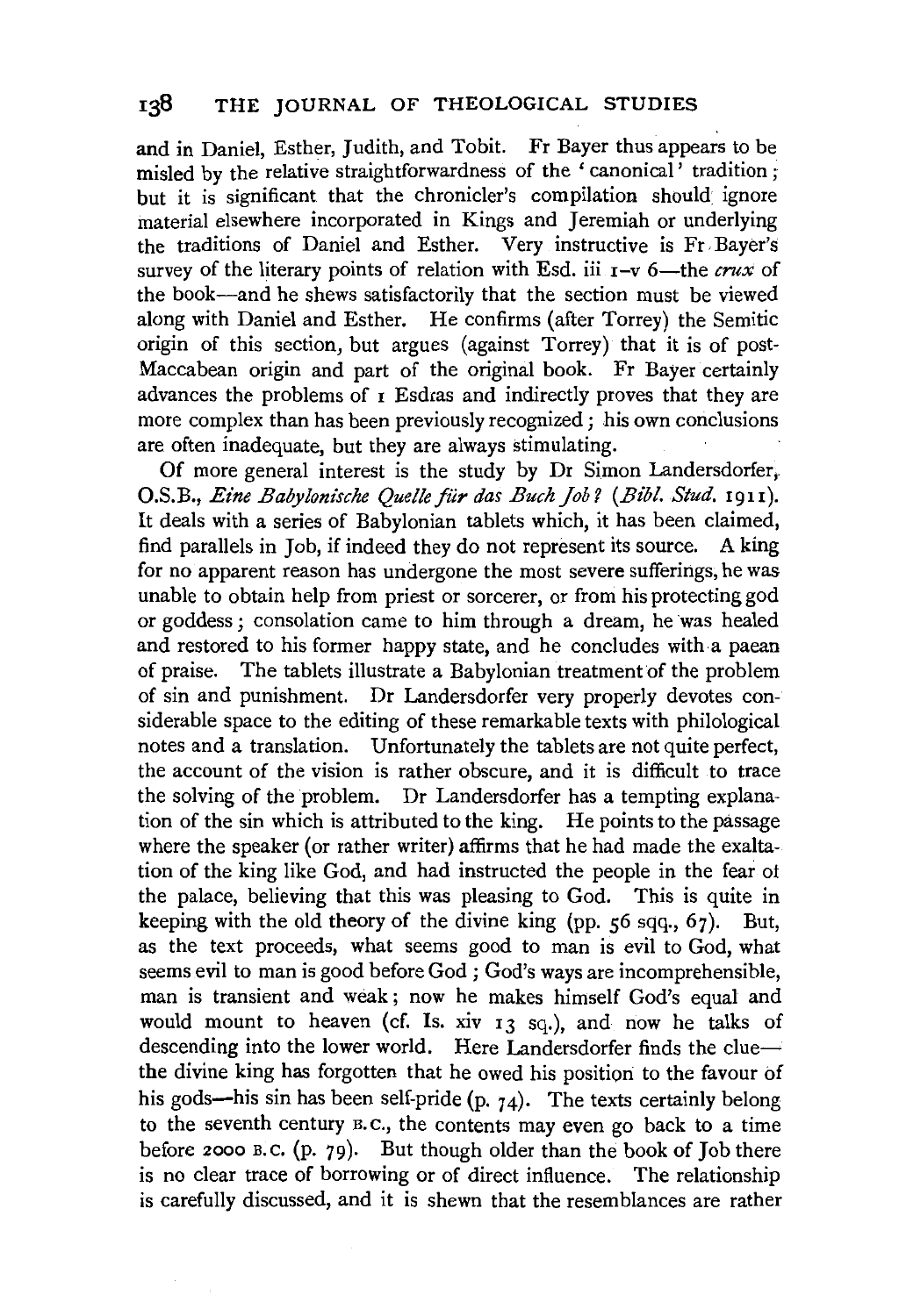and in Daniel, Esther, Judith, and Tobit. Fr Bayer thus appears to be misled by the relative straightforwardness of the 'canonical' tradition; but it is significant that the chronicler's compilation should ignore material elsewhere incorporated in Kings and Jeremiah or underlying the traditions of Daniel and Esther. Very instructive is Fr Bayer's survey of the literary points of relation with Esd. iii 1–v 6—the *crux* of the book—and he shews satisfactorily that the section must be viewed along with Daniel and Esther. He confirms (after Torrey) the Semitic origin of this section, but argues (against Torrey) that it is of post-Maccabean origin and part of the original book. Fr Bayer certainly advances the problems of 1 Esdras and indirectly proves that they are more complex than has been previously recognized; his own conclusions are often inadequate, but they are always stimulating.

Of more general interest is the study by Dr Simon Landersdorfer, O.S.B., *Eine Babylonische Quelle für das Buch Job?* (*Bibl. Stud.* 1911). It deals with a series of Babylonian tablets which, it has been claimed, find parallels in Job, if indeed they do not represent its source. A king for no apparent reason has undergone the most severe sufferings, he was unable to obtain help from priest or sorcerer, or from his protecting god or goddess; consolation came to him through a dream, he was healed and restored to his former happy state, and he concludes with a paean of praise. The tablets illustrate a Babylonian treatment of the problem of sin and punishment. Dr Landersdorfer very properly devotes considerable space to the editing of these remarkable texts with philological notes and a translation. Unfortunately the tablets are not quite perfect, the account of the vision is rather obscure, and it is difficult to trace the solving of the problem. Dr Landersdorfer has a tempting explanation of the sin which is attributed to the king. He points to the passage where the speaker (or rather writer) affirms that he had made the exaltation of the king like God, and had instructed the people in the fear of the palace, believing that this was pleasing to God. This is quite in keeping with the old theory of the divine king (pp. 56 sqq., 67). But, as the text proceeds, what seems good to man is evil to God, what seems evil to man is good before God; God's ways are incomprehensible, man is transient and weak; now he makes himself God's equal and would mount to heaven (cf. Is. xiv 13 sq.), and now he talks of descending into the lower world. Here Landersdorfer finds the clue—the divine king has forgotten that he owed his position to the favour of his gods—his sin has been self-pride (p. 74). The texts certainly belong to the seventh century B.C., the contents may even go back to a time before 2000 B.C. (p. 79). But though older than the book of Job there is no clear trace of borrowing or of direct influence. The relationship is carefully discussed, and it is shewn that the resemblances are rather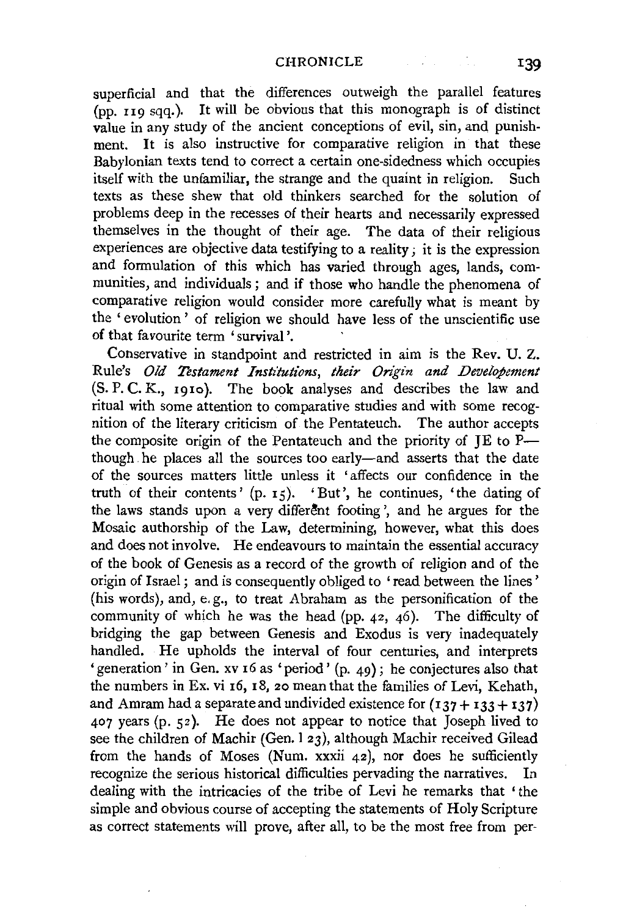superficial and that the differences outweigh the parallel features (pp. 119 sqq.). It will be obvious that this monograph is of distinct value in any study of the ancient conceptions of evil, sin, and punishment. It is also instructive for comparative religion in that these Babylonian texts tend to correct a certain one-sidedness which occupies itself with the unfamiliar, the strange and the quaint in religion. Such texts as these shew that old thinkers searched for the solution of problems deep in the recesses of their hearts and necessarily expressed themselves in the thought of their age. The data of their religious experiences are objective data testifying to a reality; it is the expression and formulation of this which has varied through ages, lands, communities, and individuals; and if those who handle the phenomena of comparative religion would consider more carefully what is meant by the 'evolution' of religion we should have less of the unscientific use of that favourite term 'survival'.

Conservative in standpoint and restricted in aim is the Rev. U. Z. Rule's *Old Testament Institutions, their Origin and Develepement* (S. P. C. K., 1910). The book analyses and describes the law and ritual with some attention to comparative studies and with some recognition of the literary criticism of the Pentateuch. The author accepts the composite origin of the Pentateuch and the priority of JE to P—though he places all the sources too early—and asserts that the date of the sources matters little unless it 'affects our confidence in the truth of their contents' (p. 15). 'But', he continues, 'the dating of the laws stands upon a very different footing', and he argues for the Mosaic authorship of the Law, determining, however, what this does and does not involve. He endeavours to maintain the essential accuracy of the book of Genesis as a record of the growth of religion and of the origin of Israel; and is consequently obliged to 'read between the lines' (his words), and, e. g., to treat Abraham as the personification of the community of which he was the head (pp. 42, 46). The difficulty of bridging the gap between Genesis and Exodus is very inadequately handled. He upholds the interval of four centuries, and interprets 'generation' in Gen. xv 16 as 'period' (p. 49); he conjectures also that the numbers in Ex. vi 16, 18, 20 mean that the families of Levi, Kehath, and Amram had a separate and undivided existence for (137 + 133 + 137) 407 years (p. 52). He does not appear to notice that Joseph lived to see the children of Machir (Gen. l 23), although Machir received Gilead from the hands of Moses (Num. xxxii 42), nor does he sufficiently recognize the serious historical difficulties pervading the narratives. In dealing with the intricacies of the tribe of Levi he remarks that 'the simple and obvious course of accepting the statements of Holy Scripture as correct statements will prove, after all, to be the most free from per-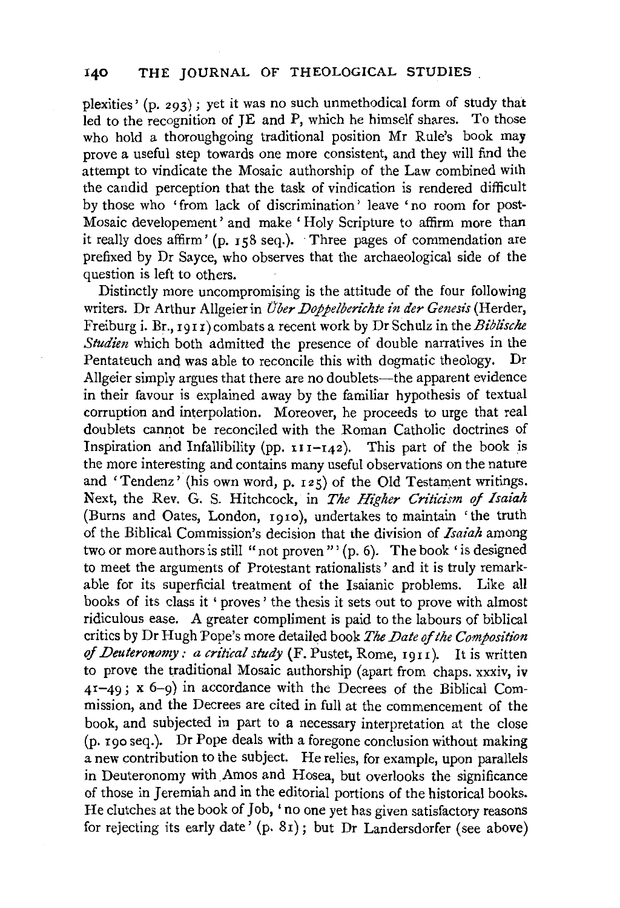plexities' (p. 293); yet it was no such unmethodical form of study that led to the recognition of JE and P, which he himself shares. To those who hold a thoroughgoing traditional position Mr Rule's book may prove a useful step towards one more consistent, and they will find the attempt to vindicate the Mosaic authorship of the Law combined with the candid perception that the task of vindication is rendered difficult by those who 'from lack of discrimination' leave 'no room for post-Mosaic developement' and make 'Holy Scripture to affirm more than it really does affirm' (p. 158 seq.). Three pages of commendation are prefixed by Dr Sayce, who observes that the archaeological side of the question is left to others.

Distinctly more uncompromising is the attitude of the four following writers. Dr Arthur Allgeier in *Über Doppelberichte in der Genesis* (Herder, Freiburg i. Br., 1911) combats a recent work by Dr Schulz in the *Biblische Studien* which both admitted the presence of double narratives in the Pentateuch and was able to reconcile this with dogmatic theology. Dr Allgeier simply argues that there are no doublets—the apparent evidence in their favour is explained away by the familiar hypothesis of textual corruption and interpolation. Moreover, he proceeds to urge that real doublets cannot be reconciled with the Roman Catholic doctrines of Inspiration and Infallibility (pp. 111–142). This part of the book is the more interesting and contains many useful observations on the nature and 'Tendenz' (his own word, p. 125) of the Old Testament writings. Next, the Rev. G. S. Hitchcock, in *The Higher Criticism of Isaiah* (Burns and Oates, London, 1910), undertakes to maintain 'the truth of the Biblical Commission's decision that the division of *Isaiah* among two or more authors is still "not proven"' (p. 6). The book 'is designed to meet the arguments of Protestant rationalists' and it is truly remarkable for its superficial treatment of the Isaianic problems. Like all books of its class it 'proves' the thesis it sets out to prove with almost ridiculous ease. A greater compliment is paid to the labours of biblical critics by Dr Hugh Pope's more detailed book *The Date of the Composition of Deuteronomy: a critical study* (F. Pustet, Rome, 1911). It is written to prove the traditional Mosaic authorship (apart from chaps. xxxiv, iv 41–49; x 6–9) in accordance with the Decrees of the Biblical Commission, and the Decrees are cited in full at the commencement of the book, and subjected in part to a necessary interpretation at the close (p. 190 seq.). Dr Pope deals with a foregone conclusion without making a new contribution to the subject. He relies, for example, upon parallels in Deuteronomy with Amos and Hosea, but overlooks the significance of those in Jeremiah and in the editorial portions of the historical books. He clutches at the book of Job, 'no one yet has given satisfactory reasons for rejecting its early date' (p. 81); but Dr Landersdorfer (see above)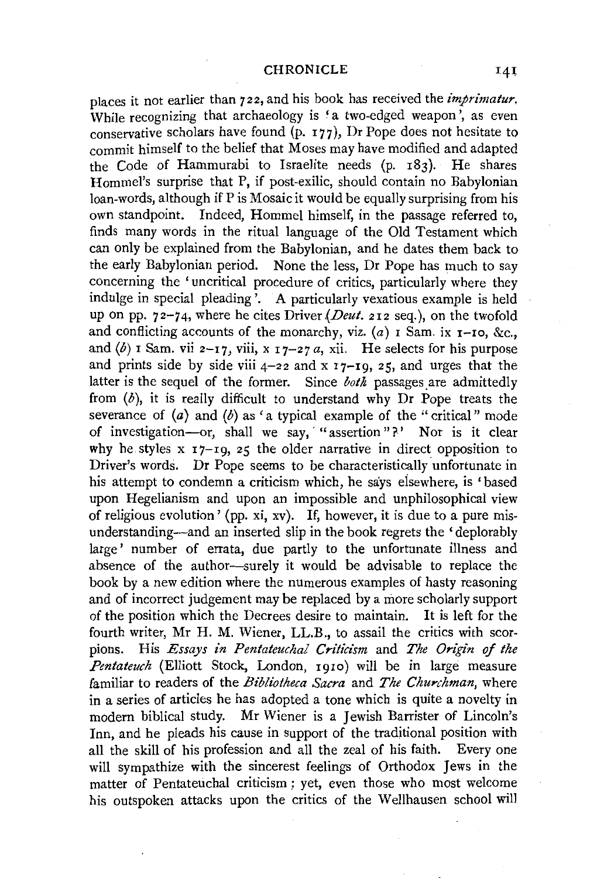places it not earlier than 722, and his book has received the *imprimatur*. While recognizing that archaeology is 'a two-edged weapon', as even conservative scholars have found (p. 177), Dr Pope does not hesitate to commit himself to the belief that Moses may have modified and adapted the Code of Hammurabi to Israelite needs (p. 183). He shares Hommel's surprise that P, if post-exilic, should contain no Babylonian loan-words, although if P is Mosaic it would be equally surprising from his own standpoint. Indeed, Hommel himself, in the passage referred to, finds many words in the ritual language of the Old Testament which can only be explained from the Babylonian, and he dates them back to the early Babylonian period. None the less, Dr Pope has much to say concerning the 'uncritical procedure of critics, particularly where they indulge in special pleading'. A particularly vexatious example is held up on pp. 72–74, where he cites Driver (*Deut.* 212 seq.), on the twofold and conflicting accounts of the monarchy, viz. (*a*) 1 Sam. ix 1–10, &c., and (*b*) 1 Sam. vii 2–17, viii, x 17–27 *a*, xii. He selects for his purpose and prints side by side viii 4–22 and x 17–19, 25, and urges that the latter is the sequel of the former. Since *both* passages are admittedly from (*b*), it is really difficult to understand why Dr Pope treats the severance of (*a*) and (*b*) as 'a typical example of the "critical" mode of investigation—or, shall we say, "assertion"?' Nor is it clear why he styles x 17–19, 25 the older narrative in direct opposition to Driver's words. Dr Pope seems to be characteristically unfortunate in his attempt to condemn a criticism which, he says elsewhere, is 'based upon Hegelianism and upon an impossible and unphilosophical view of religious evolution' (pp. xi, xv). If, however, it is due to a pure misunderstanding—and an inserted slip in the book regrets the 'deplorably large' number of errata, due partly to the unfortunate illness and absence of the author—surely it would be advisable to replace the book by a new edition where the numerous examples of hasty reasoning and of incorrect judgement may be replaced by a more scholarly support of the position which the Decrees desire to maintain. It is left for the fourth writer, Mr H. M. Wiener, LL.B., to assail the critics with scorpions. His *Essays in Pentateuchal Criticism* and *The Origin of the Pentateuch* (Elliott Stock, London, 1910) will be in large measure familiar to readers of the *Bibliotheca Sacra* and *The Churchman*, where in a series of articles he has adopted a tone which is quite a novelty in modern biblical study. Mr Wiener is a Jewish Barrister of Lincoln's Inn, and he pleads his cause in support of the traditional position with all the skill of his profession and all the zeal of his faith. Every one will sympathize with the sincerest feelings of Orthodox Jews in the matter of Pentateuchal criticism; yet, even those who most welcome his outspoken attacks upon the critics of the Wellhausen school will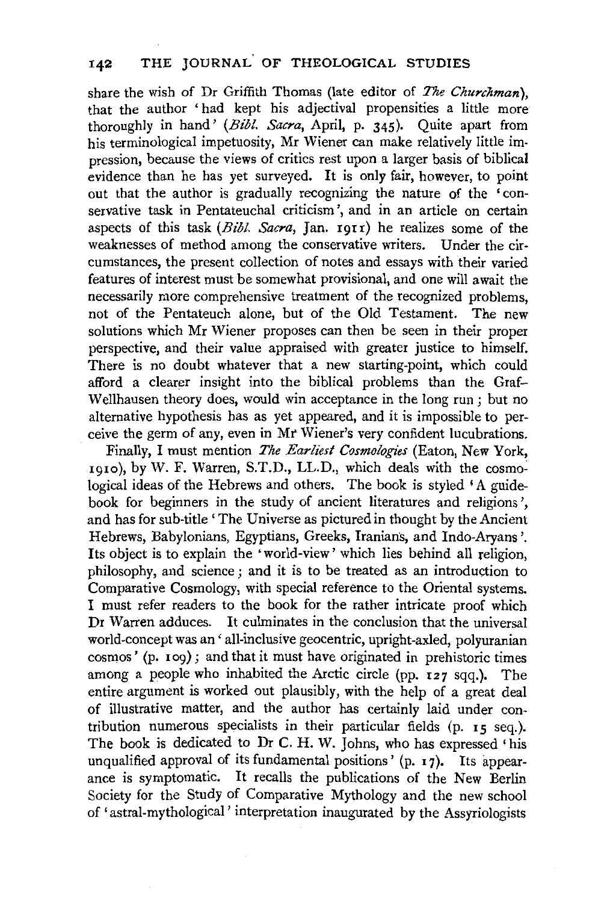share the wish of Dr Griffith Thomas (late editor of *The Churchman*), that the author 'had kept his adjectival propensities a little more thoroughly in hand' (*Bibl. Sacra*, April, p. 345). Quite apart from his terminological impetuosity, Mr Wiener can make relatively little impression, because the views of critics rest upon a larger basis of biblical evidence than he has yet surveyed. It is only fair, however, to point out that the author is gradually recognizing the nature of the 'conservative task in Pentateuchal criticism', and in an article on certain aspects of this task (*Bibl. Sacra*, Jan. 1911) he realizes some of the weaknesses of method among the conservative writers. Under the circumstances, the present collection of notes and essays with their varied features of interest must be somewhat provisional, and one will await the necessarily more comprehensive treatment of the recognized problems, not of the Pentateuch alone, but of the Old Testament. The new solutions which Mr Wiener proposes can then be seen in their proper perspective, and their value appraised with greater justice to himself. There is no doubt whatever that a new starting-point, which could afford a clearer insight into the biblical problems than the Graf-Wellhausen theory does, would win acceptance in the long run; but no alternative hypothesis has as yet appeared, and it is impossible to perceive the germ of any, even in Mr Wiener's very confident lucubrations.

Finally, I must mention *The Earliest Cosmologies* (Eaton, New York, 1910), by W. F. Warren, S.T.D., LL.D., which deals with the cosmological ideas of the Hebrews and others. The book is styled 'A guide-book for beginners in the study of ancient literatures and religions', and has for sub-title 'The Universe as pictured in thought by the Ancient Hebrews, Babylonians, Egyptians, Greeks, Iranians, and Indo-Aryans'. Its object is to explain the 'world-view' which lies behind all religion, philosophy, and science; and it is to be treated as an introduction to Comparative Cosmology, with special reference to the Oriental systems. I must refer readers to the book for the rather intricate proof which Dr Warren adduces. It culminates in the conclusion that the universal world-concept was an 'all-inclusive geocentric, upright-axled, polyuranian cosmos' (p. 109); and that it must have originated in prehistoric times among a people who inhabited the Arctic circle (pp. 127 sqq.). The entire argument is worked out plausibly, with the help of a great deal of illustrative matter, and the author has certainly laid under contribution numerous specialists in their particular fields (p. 15 seq.). The book is dedicated to Dr C. H. W. Johns, who has expressed 'his unqualified approval of its fundamental positions' (p. 17). Its appearance is symptomatic. It recalls the publications of the New Berlin Society for the Study of Comparative Mythology and the new school of 'astral-mythological' interpretation inaugurated by the Assyriologists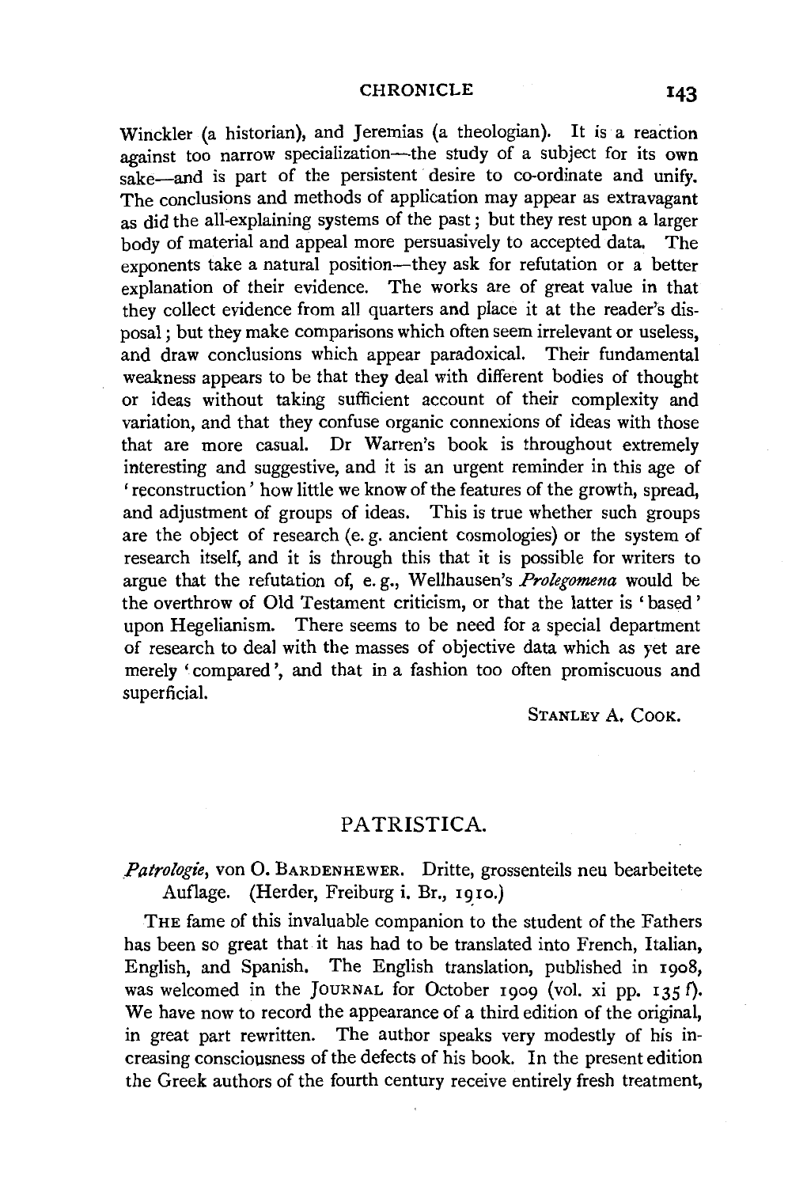Winckler (a historian), and Jeremias (a theologian). It is a reaction against too narrow specialization—the study of a subject for its own sake—and is part of the persistent desire to co-ordinate and unify. The conclusions and methods of application may appear as extravagant as did the all-explaining systems of the past; but they rest upon a larger body of material and appeal more persuasively to accepted data. The exponents take a natural position—they ask for refutation or a better explanation of their evidence. The works are of great value in that they collect evidence from all quarters and place it at the reader's disposal; but they make comparisons which often seem irrelevant or useless, and draw conclusions which appear paradoxical. Their fundamental weakness appears to be that they deal with different bodies of thought or ideas without taking sufficient account of their complexity and variation, and that they confuse organic connexions of ideas with those that are more casual. Dr Warren's book is throughout extremely interesting and suggestive, and it is an urgent reminder in this age of 'reconstruction' how little we know of the features of the growth, spread, and adjustment of groups of ideas. This is true whether such groups are the object of research (e. g. ancient cosmologies) or the system of research itself, and it is through this that it is possible for writers to argue that the refutation of, e. g., Wellhausen's *Prolegomena* would be the overthrow of Old Testament criticism, or that the latter is 'based' upon Hegelianism. There seems to be need for a special department of research to deal with the masses of objective data which as yet are merely 'compared', and that in a fashion too often promiscuous and superficial.

STANLEY A. COOK.

## PATRISTICA.

*Patrologie*, von O. BARDENHEWER. Dritte, grossenteils neu bearbeitete Auflage. (Herder, Freiburg i. Br., 1910.)

THE fame of this invaluable companion to the student of the Fathers has been so great that it has had to be translated into French, Italian, English, and Spanish. The English translation, published in 1908, was welcomed in the JOURNAL for October 1909 (vol. xi pp. 135 f). We have now to record the appearance of a third edition of the original, in great part rewritten. The author speaks very modestly of his increasing consciousness of the defects of his book. In the present edition the Greek authors of the fourth century receive entirely fresh treatment,